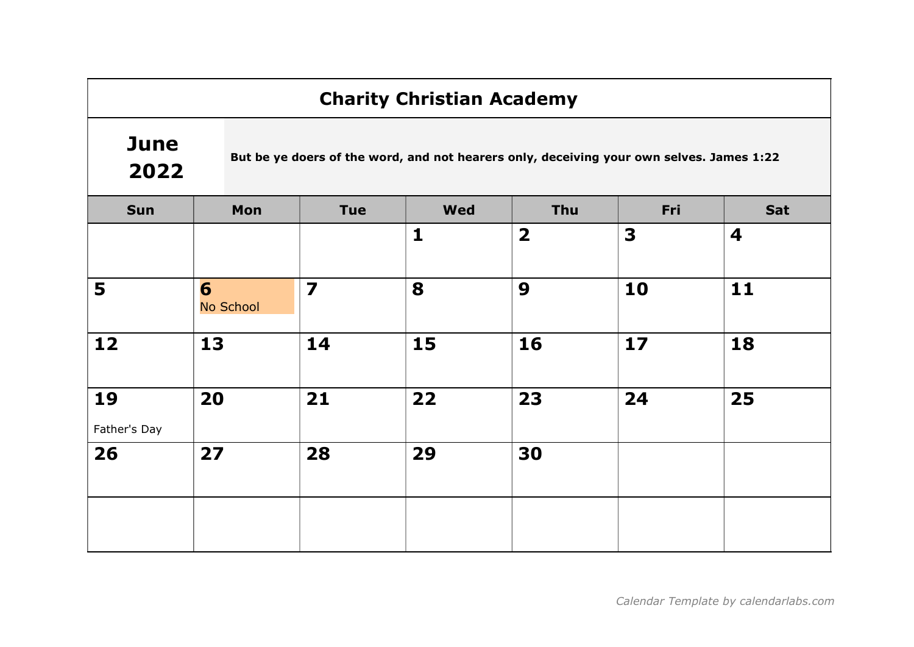# Charity Christian Academy

## June 2022

**But be ye doers of the word, and not hearers only, deceiving your own selves. James 1:22**

| Sun | Mon | Tue | Wed | Thu | Fri | Sat |
|---|---|---|---|---|---|---|
| | | | 1 | 2 | 3 | 4 |
| 5 | 6 No School | 7 | 8 | 9 | 10 | 11 |
| 12 | 13 | 14 | 15 | 16 | 17 | 18 |
| 19 Father's Day | 20 | 21 | 22 | 23 | 24 | 25 |
| 26 | 27 | 28 | 29 | 30 | | |
| | | | | | | |

*Calendar Template by calendarlabs.com*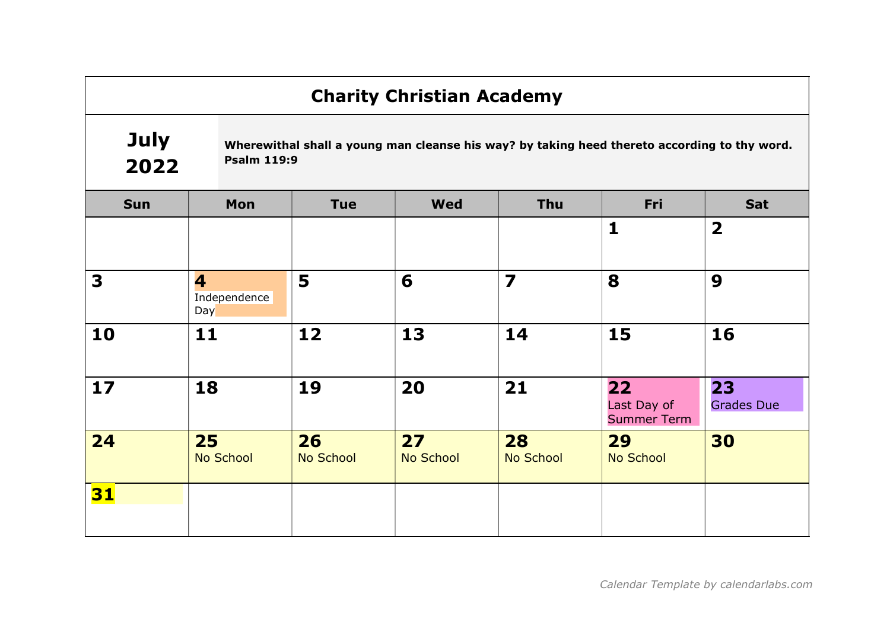# Charity Christian Academy

## July 2022

**Wherewithal shall a young man cleanse his way? by taking heed thereto according to thy word. Psalm 119:9**

| Sun | Mon | Tue | Wed | Thu | Fri | Sat |
|---|---|---|---|---|---|---|
| | | | | | **1** | **2** |
| **3** | **4** Independence Day | **5** | **6** | **7** | **8** | **9** |
| **10** | **11** | **12** | **13** | **14** | **15** | **16** |
| **17** | **18** | **19** | **20** | **21** | **22** Last Day of Summer Term | **23** Grades Due |
| **24** | **25** No School | **26** No School | **27** No School | **28** No School | **29** No School | **30** |
| **31** | | | | | | |

*Calendar Template by calendarlabs.com*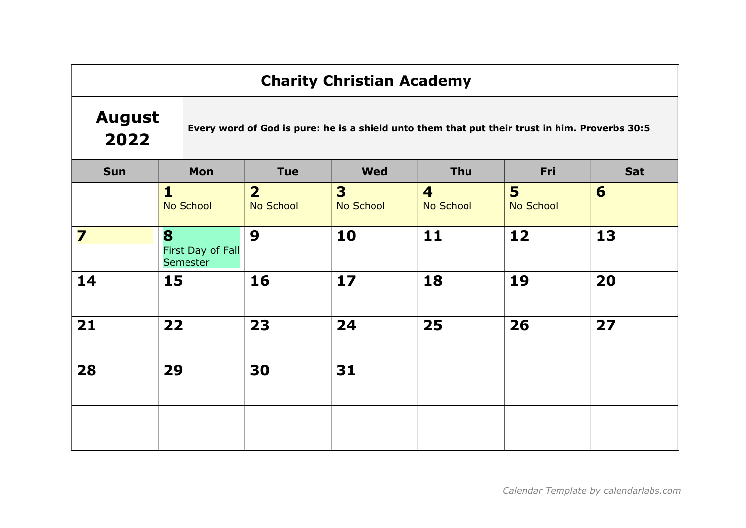# Charity Christian Academy

## August 2022

**Every word of God is pure: he is a shield unto them that put their trust in him. Proverbs 30:5**

| Sun | Mon | Tue | Wed | Thu | Fri | Sat |
|---|---|---|---|---|---|---|
| | **1** No School | **2** No School | **3** No School | **4** No School | **5** No School | **6** |
| **7** | **8** First Day of Fall Semester | **9** | **10** | **11** | **12** | **13** |
| **14** | **15** | **16** | **17** | **18** | **19** | **20** |
| **21** | **22** | **23** | **24** | **25** | **26** | **27** |
| **28** | **29** | **30** | **31** | | | |
| | | | | | | |

*Calendar Template by calendarlabs.com*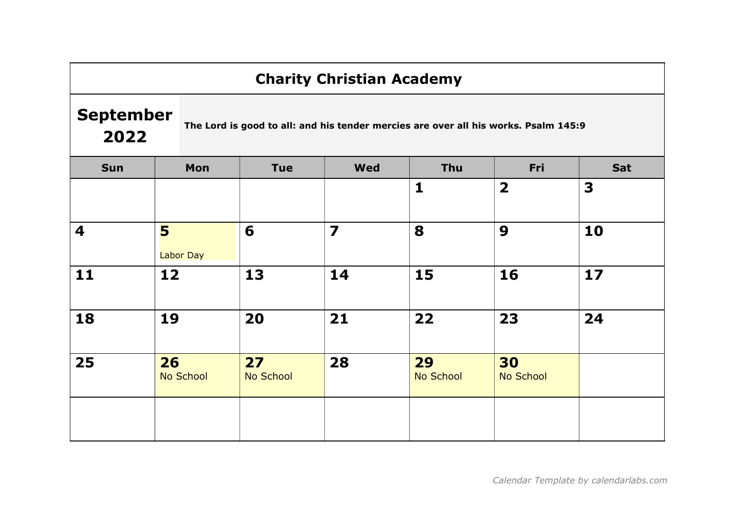# Charity Christian Academy

## September 2022

**The Lord is good to all: and his tender mercies are over all his works. Psalm 145:9**

| Sun | Mon | Tue | Wed | Thu | Fri | Sat |
|---|---|---|---|---|---|---|
| | | | | **1** | **2** | **3** |
| **4** | **5** Labor Day | **6** | **7** | **8** | **9** | **10** |
| **11** | **12** | **13** | **14** | **15** | **16** | **17** |
| **18** | **19** | **20** | **21** | **22** | **23** | **24** |
| **25** | **26** No School | **27** No School | **28** | **29** No School | **30** No School | |
| | | | | | | |

*Calendar Template by calendarlabs.com*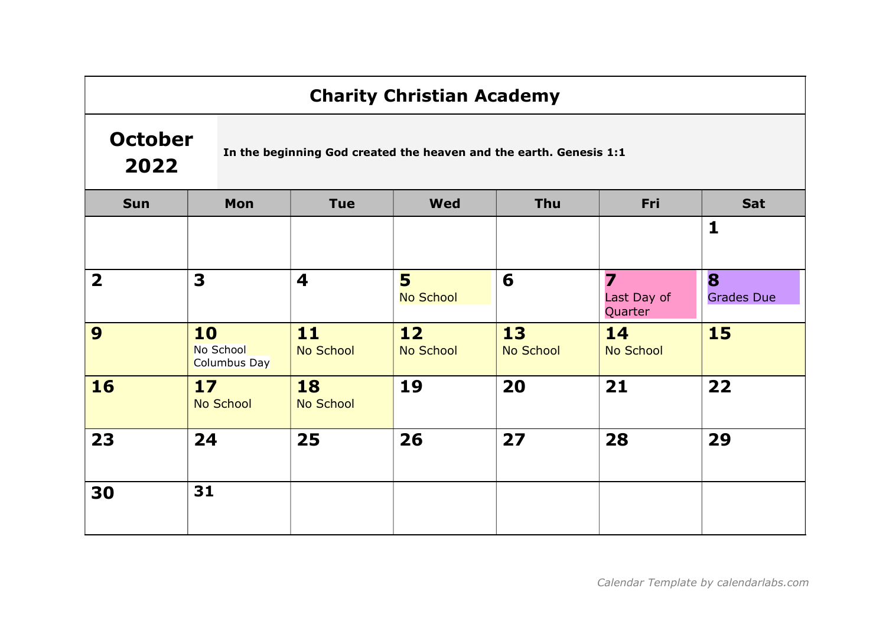# Charity Christian Academy

## October 2022

**In the beginning God created the heaven and the earth. Genesis 1:1**

| Sun | Mon | Tue | Wed | Thu | Fri | Sat |
|---|---|---|---|---|---|---|
| | | | | | | **1** |
| **2** | **3** | **4** | **5** No School | **6** | **7** Last Day of Quarter | **8** Grades Due |
| **9** | **10** No School Columbus Day | **11** No School | **12** No School | **13** No School | **14** No School | **15** |
| **16** | **17** No School | **18** No School | **19** | **20** | **21** | **22** |
| **23** | **24** | **25** | **26** | **27** | **28** | **29** |
| **30** | **31** | | | | | |

*Calendar Template by calendarlabs.com*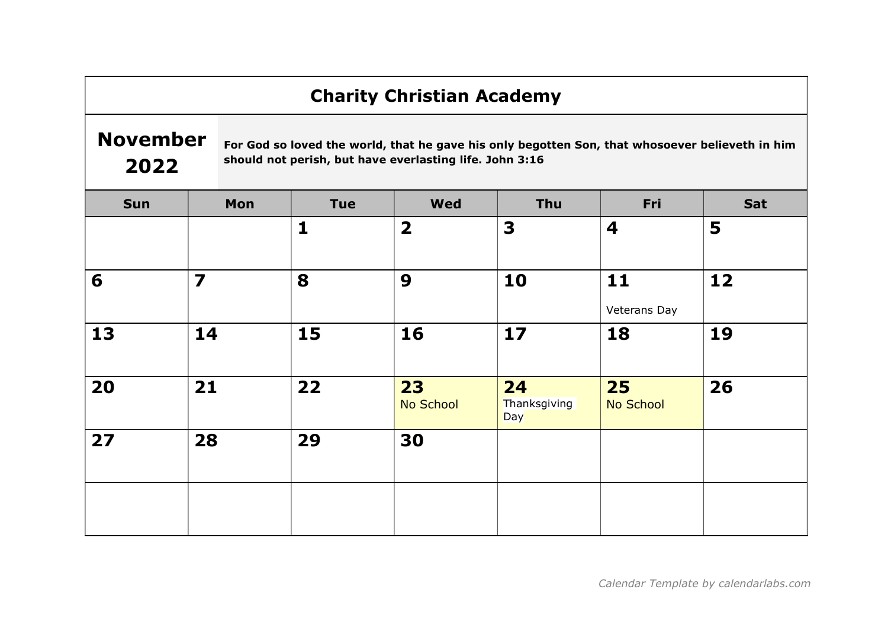# Charity Christian Academy

## November 2022

**For God so loved the world, that he gave his only begotten Son, that whosoever believeth in him should not perish, but have everlasting life. John 3:16**

| Sun | Mon | Tue | Wed | Thu | Fri | Sat |
|---|---|---|---|---|---|---|
| | | 1 | 2 | 3 | 4 | 5 |
| 6 | 7 | 8 | 9 | 10 | 11 Veterans Day | 12 |
| 13 | 14 | 15 | 16 | 17 | 18 | 19 |
| 20 | 21 | 22 | 23 No School | 24 Thanksgiving Day | 25 No School | 26 |
| 27 | 28 | 29 | 30 | | | |
| | | | | | | |

*Calendar Template by calendarlabs.com*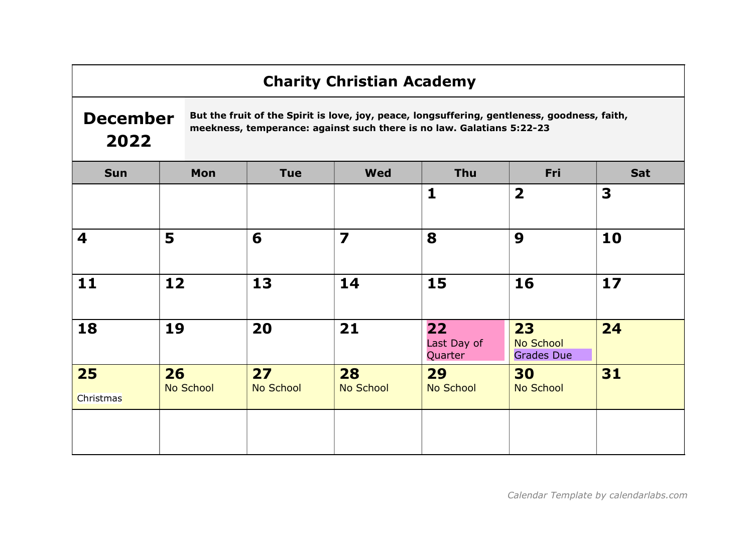# Charity Christian Academy

## December 2022

**But the fruit of the Spirit is love, joy, peace, longsuffering, gentleness, goodness, faith, meekness, temperance: against such there is no law. Galatians 5:22-23**

| Sun | Mon | Tue | Wed | Thu | Fri | Sat |
|---|---|---|---|---|---|---|
| | | | | **1** | **2** | **3** |
| **4** | **5** | **6** | **7** | **8** | **9** | **10** |
| **11** | **12** | **13** | **14** | **15** | **16** | **17** |
| **18** | **19** | **20** | **21** | **22** Last Day of Quarter | **23** No School Grades Due | **24** |
| **25** Christmas | **26** No School | **27** No School | **28** No School | **29** No School | **30** No School | **31** |
| | | | | | | |

*Calendar Template by calendarlabs.com*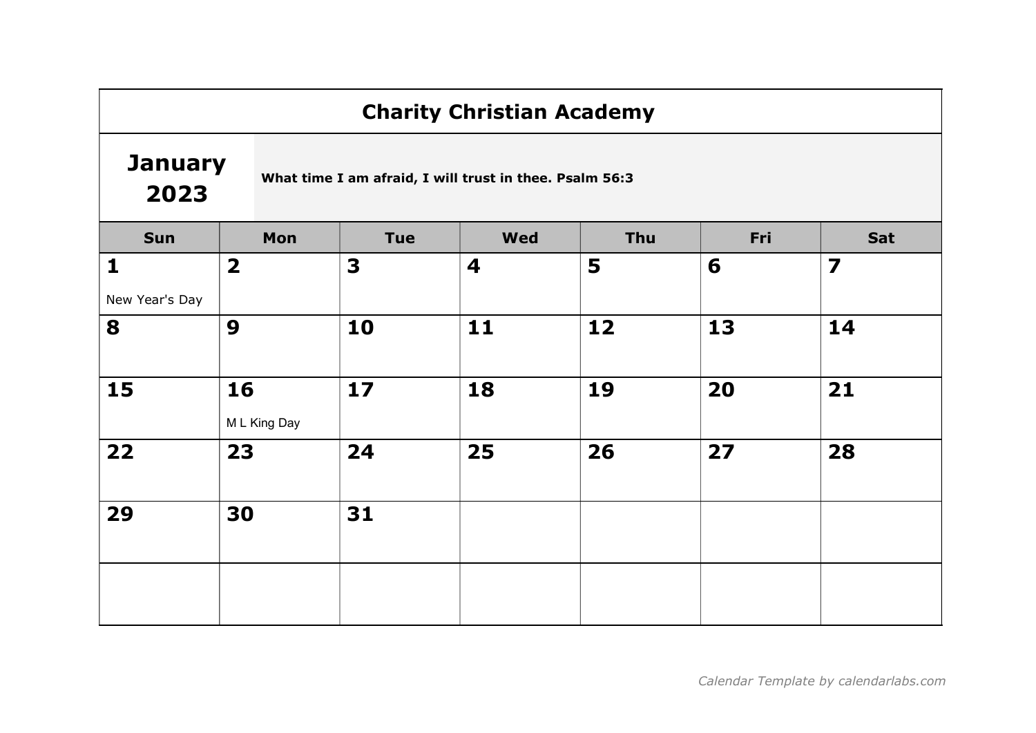# Charity Christian Academy

## January 2023

**What time I am afraid, I will trust in thee. Psalm 56:3**

| Sun | Mon | Tue | Wed | Thu | Fri | Sat |
|---|---|---|---|---|---|---|
| **1** New Year's Day | **2** | **3** | **4** | **5** | **6** | **7** |
| **8** | **9** | **10** | **11** | **12** | **13** | **14** |
| **15** | **16** M L King Day | **17** | **18** | **19** | **20** | **21** |
| **22** | **23** | **24** | **25** | **26** | **27** | **28** |
| **29** | **30** | **31** | | | | |
| | | | | | | |

*Calendar Template by calendarlabs.com*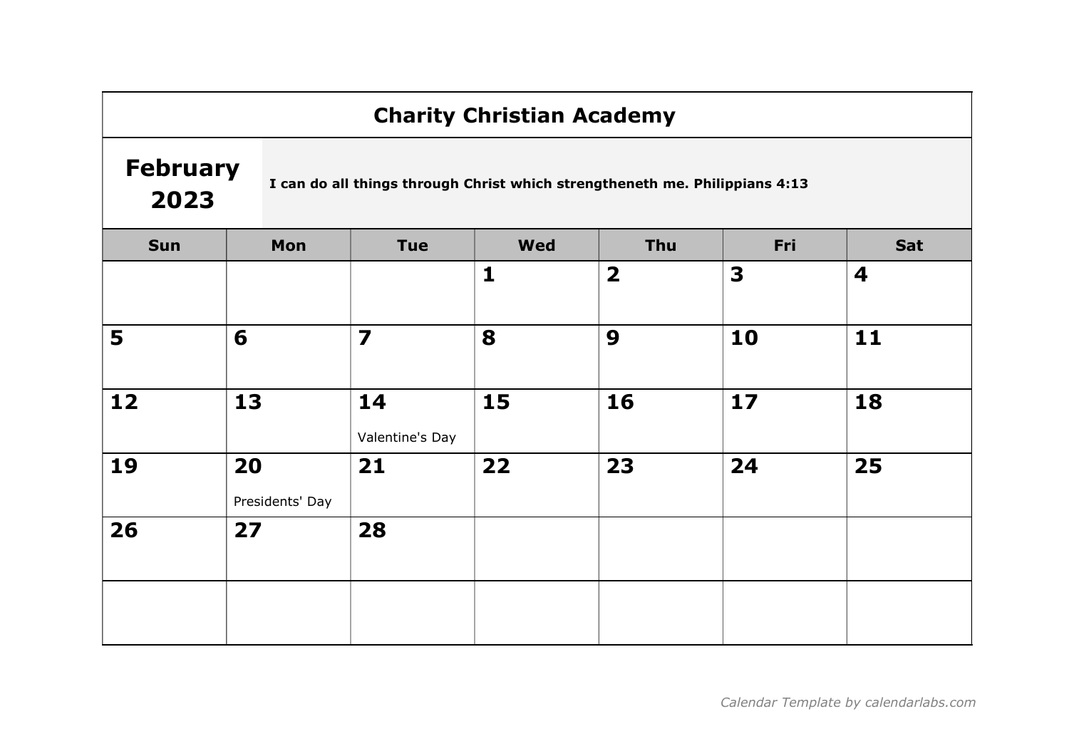# Charity Christian Academy

## February 2023

**I can do all things through Christ which strengtheneth me. Philippians 4:13**

| Sun | Mon | Tue | Wed | Thu | Fri | Sat |
|---|---|---|---|---|---|---|
| | | | **1** | **2** | **3** | **4** |
| **5** | **6** | **7** | **8** | **9** | **10** | **11** |
| **12** | **13** | **14** Valentine's Day | **15** | **16** | **17** | **18** |
| **19** | **20** Presidents' Day | **21** | **22** | **23** | **24** | **25** |
| **26** | **27** | **28** | | | | |
| | | | | | | |

*Calendar Template by calendarlabs.com*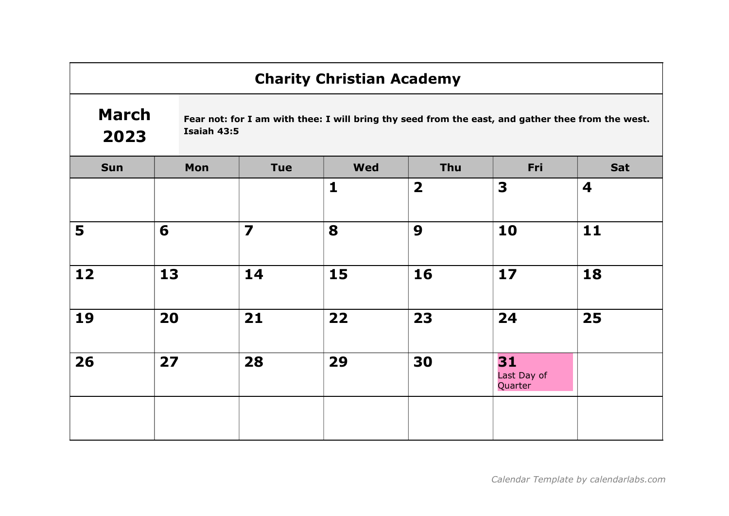# Charity Christian Academy

## March 2023

**Fear not: for I am with thee: I will bring thy seed from the east, and gather thee from the west. Isaiah 43:5**

| Sun | Mon | Tue | Wed | Thu | Fri | Sat |
|---|---|---|---|---|---|---|
| | | | 1 | 2 | 3 | 4 |
| 5 | 6 | 7 | 8 | 9 | 10 | 11 |
| 12 | 13 | 14 | 15 | 16 | 17 | 18 |
| 19 | 20 | 21 | 22 | 23 | 24 | 25 |
| 26 | 27 | 28 | 29 | 30 | 31 Last Day of Quarter | |
| | | | | | | |

*Calendar Template by calendarlabs.com*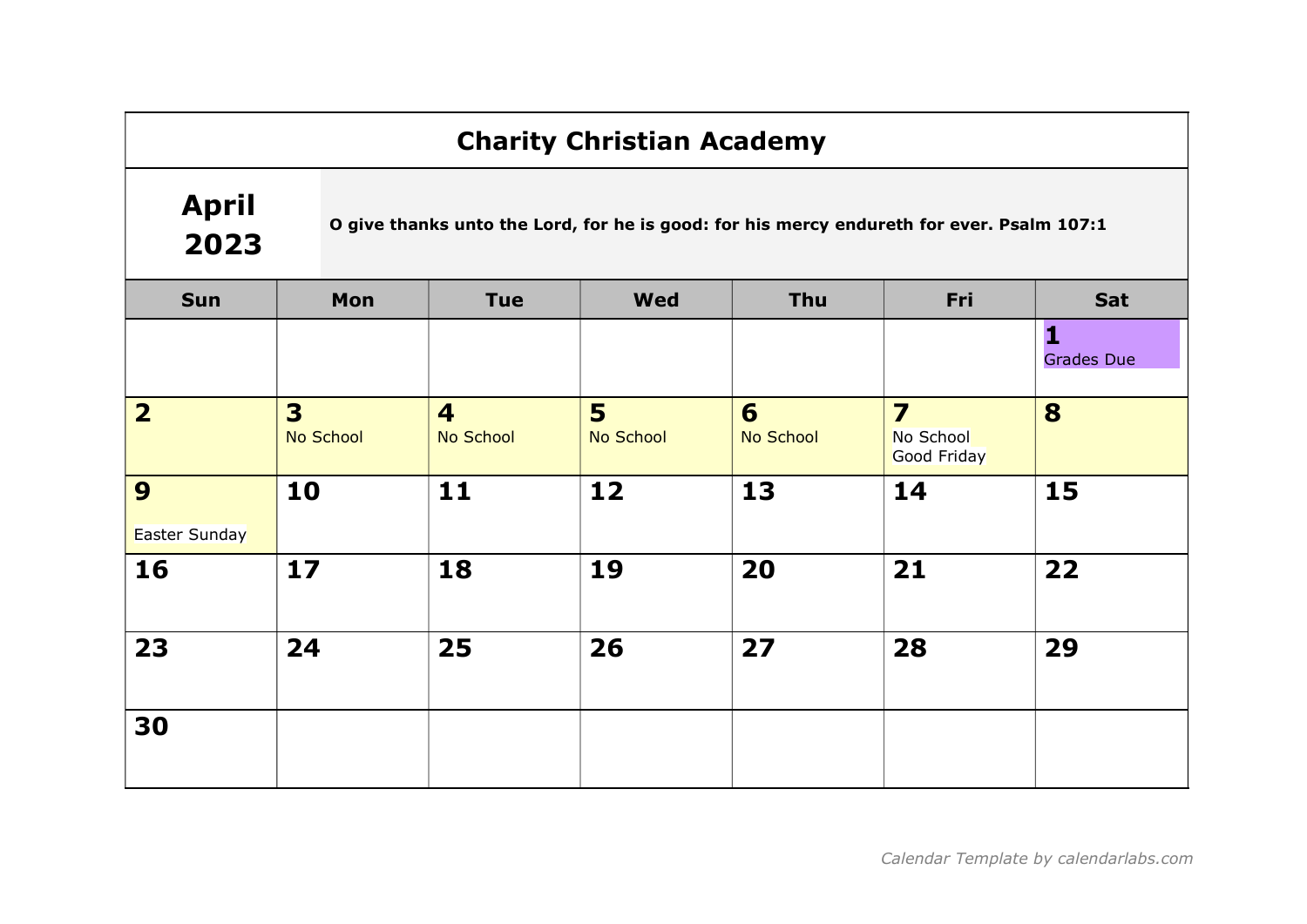# Charity Christian Academy

## April 2023

**O give thanks unto the Lord, for he is good: for his mercy endureth for ever. Psalm 107:1**

| Sun | Mon | Tue | Wed | Thu | Fri | Sat |
| --- | --- | --- | --- | --- | --- | --- |
| | | | | | | **1** Grades Due |
| **2** | **3** No School | **4** No School | **5** No School | **6** No School | **7** No School Good Friday | **8** |
| **9** Easter Sunday | **10** | **11** | **12** | **13** | **14** | **15** |
| **16** | **17** | **18** | **19** | **20** | **21** | **22** |
| **23** | **24** | **25** | **26** | **27** | **28** | **29** |
| **30** | | | | | | |

*Calendar Template by calendarlabs.com*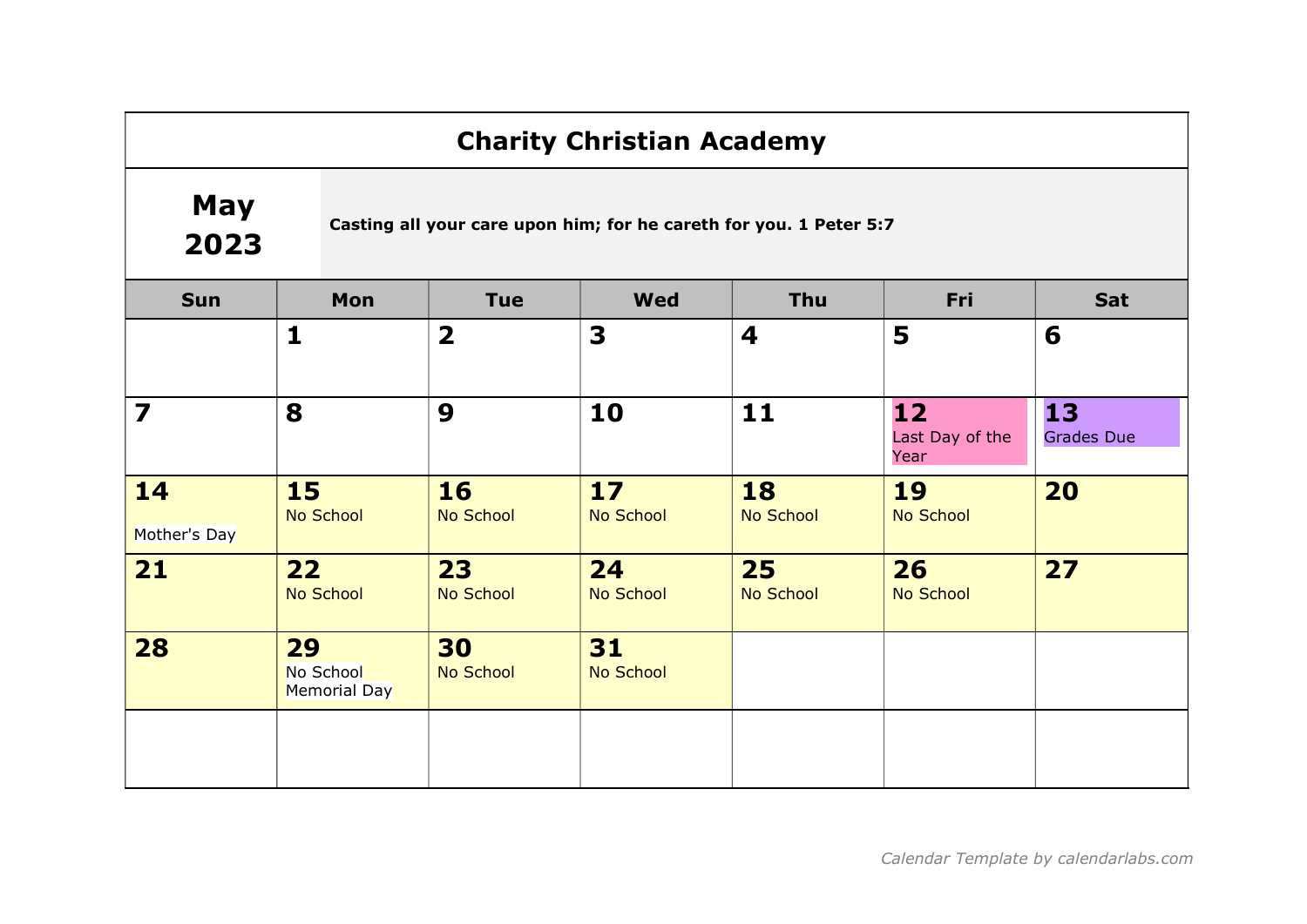# Charity Christian Academy

## May 2023

**Casting all your care upon him; for he careth for you. 1 Peter 5:7**

| Sun | Mon | Tue | Wed | Thu | Fri | Sat |
| --- | --- | --- | --- | --- | --- | --- |
| | **1** | **2** | **3** | **4** | **5** | **6** |
| **7** | **8** | **9** | **10** | **11** | **12** Last Day of the Year | **13** Grades Due |
| **14** Mother's Day | **15** No School | **16** No School | **17** No School | **18** No School | **19** No School | **20** |
| **21** | **22** No School | **23** No School | **24** No School | **25** No School | **26** No School | **27** |
| **28** | **29** No School Memorial Day | **30** No School | **31** No School | | | |
| | | | | | | |

*Calendar Template by calendarlabs.com*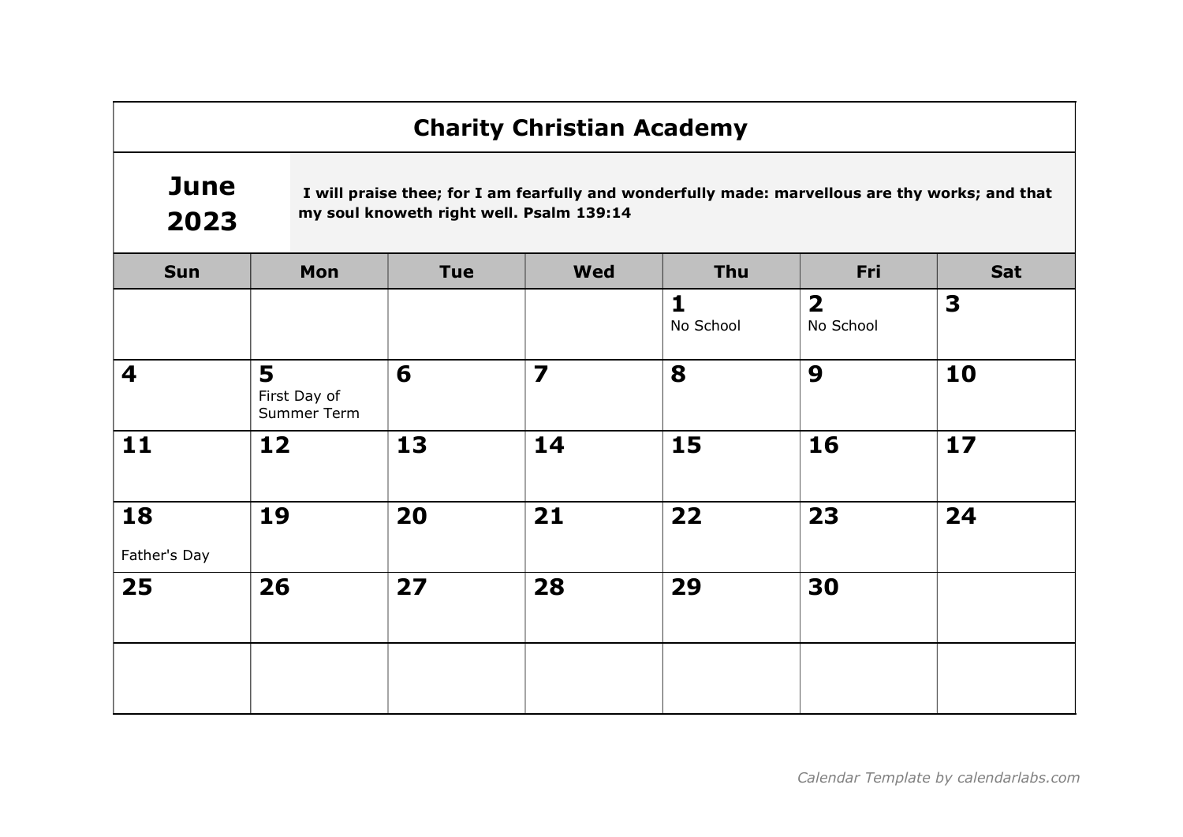# Charity Christian Academy

## June 2023

**I will praise thee; for I am fearfully and wonderfully made: marvellous are thy works; and that my soul knoweth right well. Psalm 139:14**

| Sun | Mon | Tue | Wed | Thu | Fri | Sat |
|---|---|---|---|---|---|---|
| | | | | **1** No School | **2** No School | **3** |
| **4** | **5** First Day of Summer Term | **6** | **7** | **8** | **9** | **10** |
| **11** | **12** | **13** | **14** | **15** | **16** | **17** |
| **18** Father's Day | **19** | **20** | **21** | **22** | **23** | **24** |
| **25** | **26** | **27** | **28** | **29** | **30** | |
| | | | | | | |

*Calendar Template by calendarlabs.com*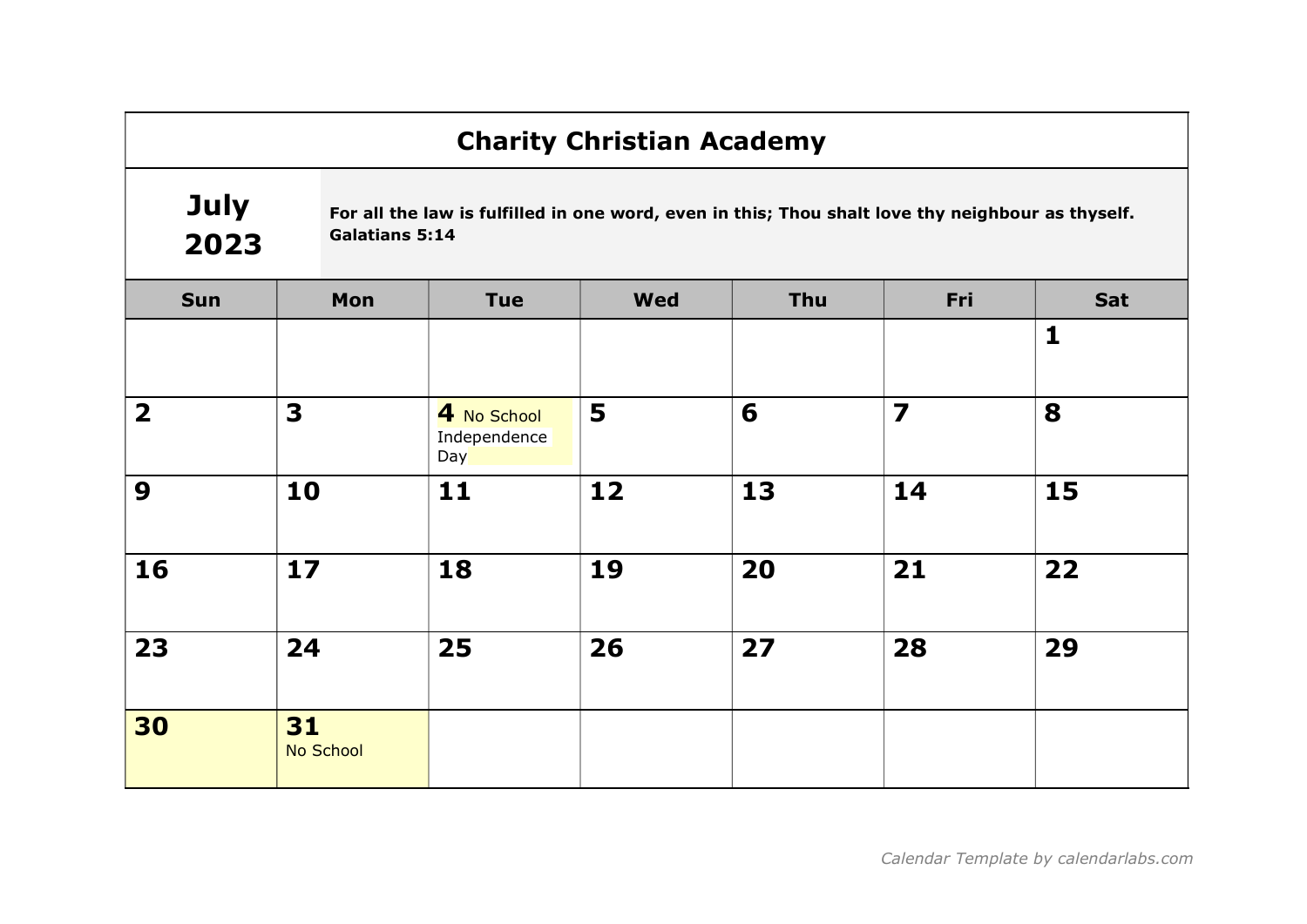# Charity Christian Academy

## July 2023

**For all the law is fulfilled in one word, even in this; Thou shalt love thy neighbour as thyself. Galatians 5:14**

| Sun | Mon | Tue | Wed | Thu | Fri | Sat |
|---|---|---|---|---|---|---|
| | | | | | | **1** |
| **2** | **3** | **4** No School Independence Day | **5** | **6** | **7** | **8** |
| **9** | **10** | **11** | **12** | **13** | **14** | **15** |
| **16** | **17** | **18** | **19** | **20** | **21** | **22** |
| **23** | **24** | **25** | **26** | **27** | **28** | **29** |
| **30** | **31** No School | | | | | |

*Calendar Template by calendarlabs.com*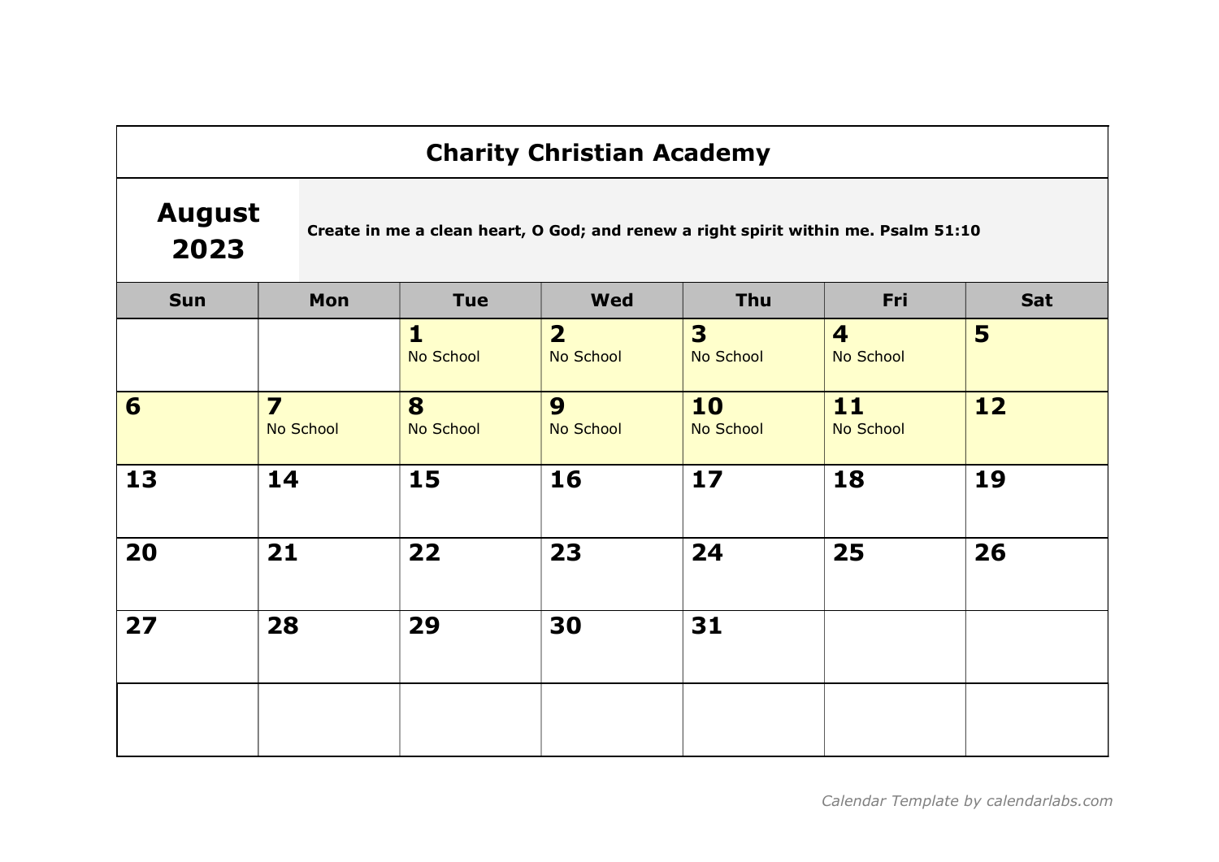# Charity Christian Academy

**August 2023**

**Create in me a clean heart, O God; and renew a right spirit within me. Psalm 51:10**

| Sun | Mon | Tue | Wed | Thu | Fri | Sat |
|---|---|---|---|---|---|---|
| | | **1** No School | **2** No School | **3** No School | **4** No School | **5** |
| **6** | **7** No School | **8** No School | **9** No School | **10** No School | **11** No School | **12** |
| **13** | **14** | **15** | **16** | **17** | **18** | **19** |
| **20** | **21** | **22** | **23** | **24** | **25** | **26** |
| **27** | **28** | **29** | **30** | **31** | | |
| | | | | | | |

*Calendar Template by calendarlabs.com*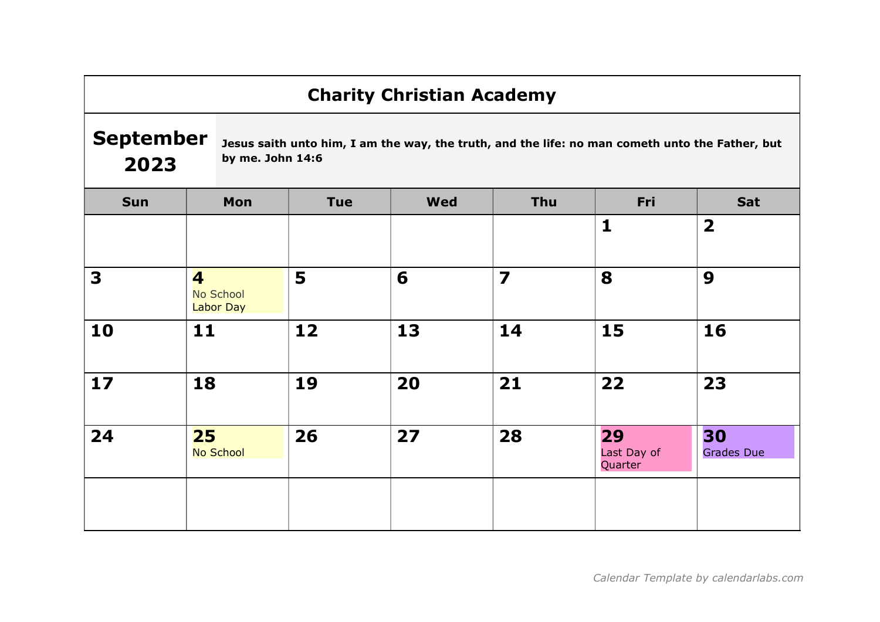# Charity Christian Academy

## September 2023

**Jesus saith unto him, I am the way, the truth, and the life: no man cometh unto the Father, but by me. John 14:6**

| Sun | Mon | Tue | Wed | Thu | Fri | Sat |
|---|---|---|---|---|---|---|
| | | | | | **1** | **2** |
| **3** | **4** No School Labor Day | **5** | **6** | **7** | **8** | **9** |
| **10** | **11** | **12** | **13** | **14** | **15** | **16** |
| **17** | **18** | **19** | **20** | **21** | **22** | **23** |
| **24** | **25** No School | **26** | **27** | **28** | **29** Last Day of Quarter | **30** Grades Due |
| | | | | | | |

*Calendar Template by calendarlabs.com*